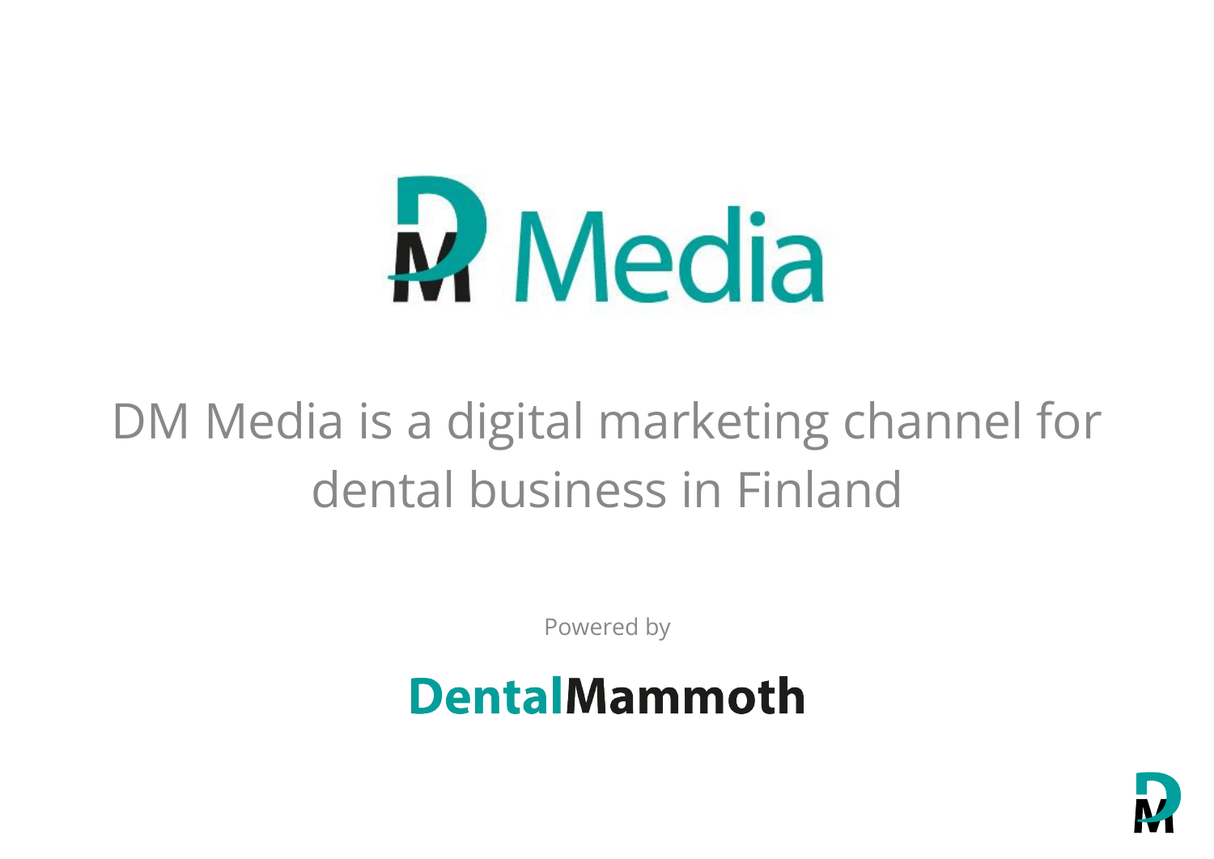# DM Media

DM Media is a digital marketing channel for dental business in Finland

Powered by

**DentalMammoth**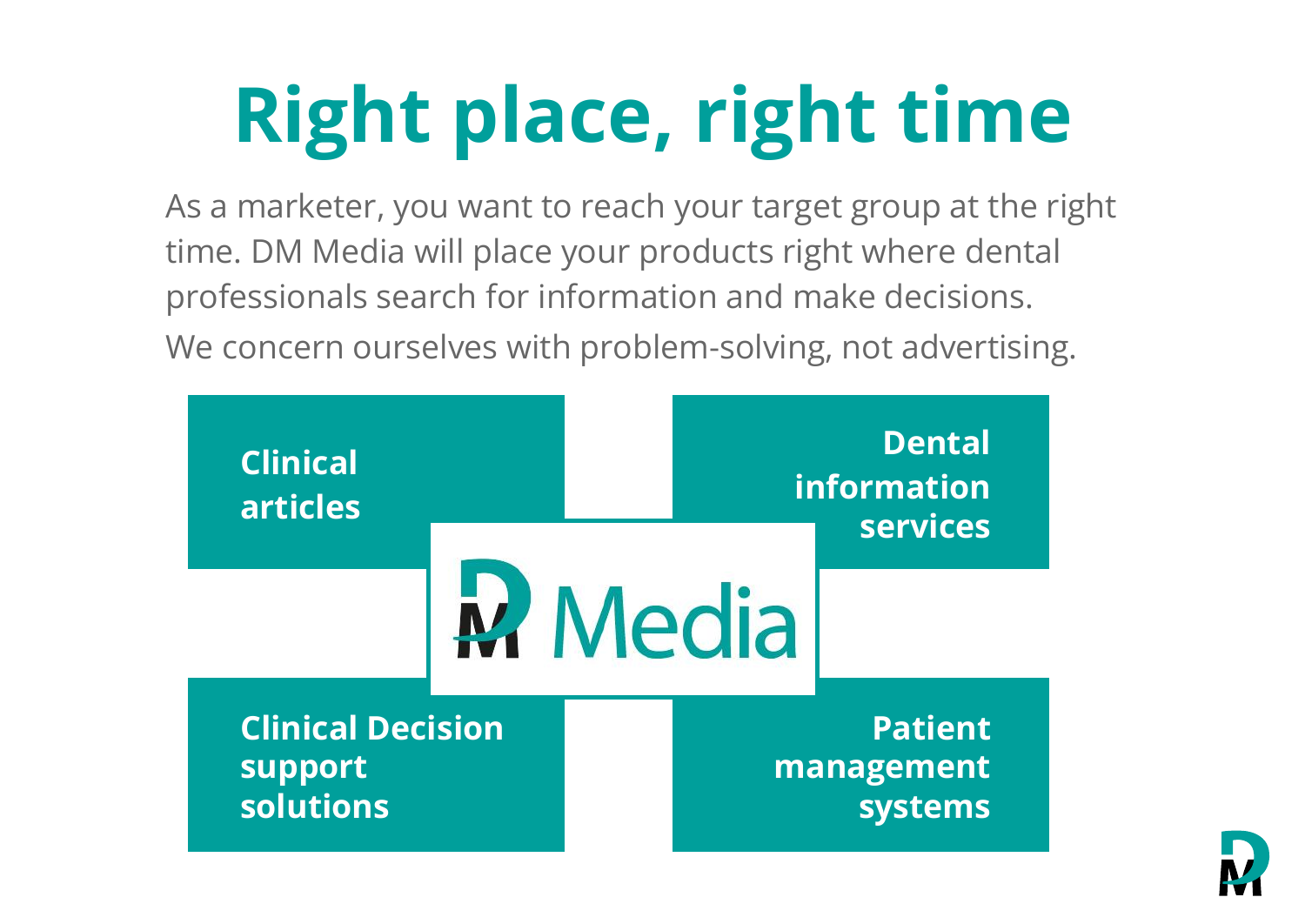# Right place, right time

As a marketer, you want to reach your target group at the right time. DM Media will place your products right where dental professionals search for information and make decisions.

We concern ourselves with problem-solving, not advertising.

**Clinical articles**

**Dental information services**

DM Media

**Clinical Decision support solutions**

**Patient management systems**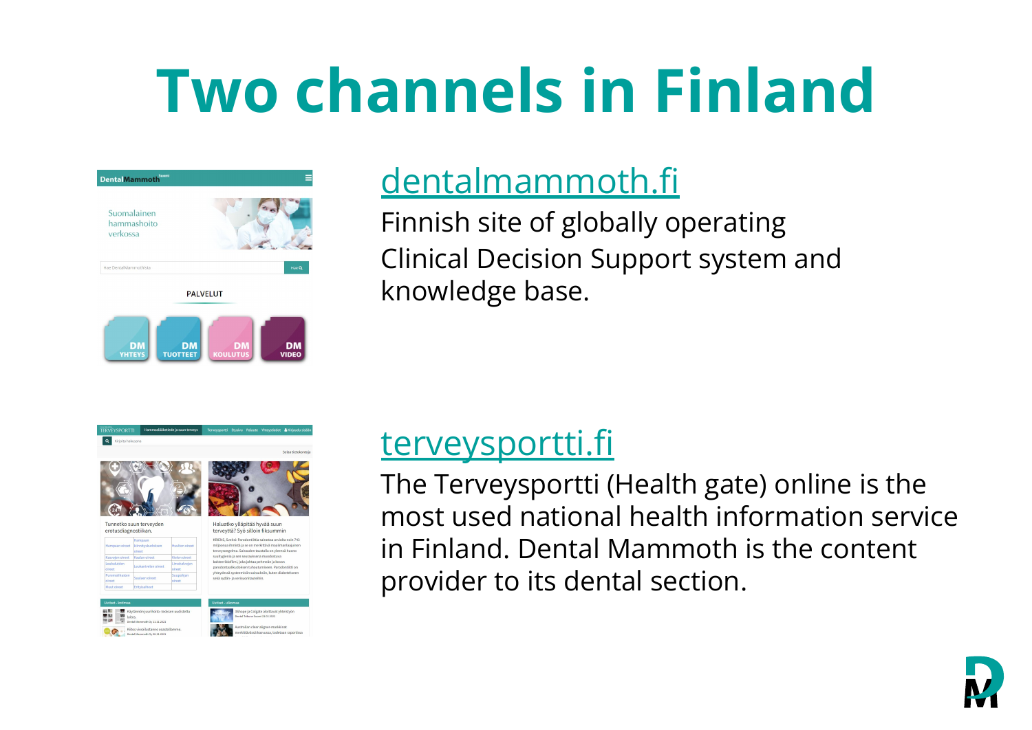# Two channels in Finland

[dentalmammoth.fi](https://dentalmammoth.fi)

Finnish site of globally operating Clinical Decision Support system and knowledge base.

[terveysportti.fi](https://terveysportti.fi)

The Terveysportti (Health gate) online is the most used national health information service in Finland. Dental Mammoth is the content provider to its dental section.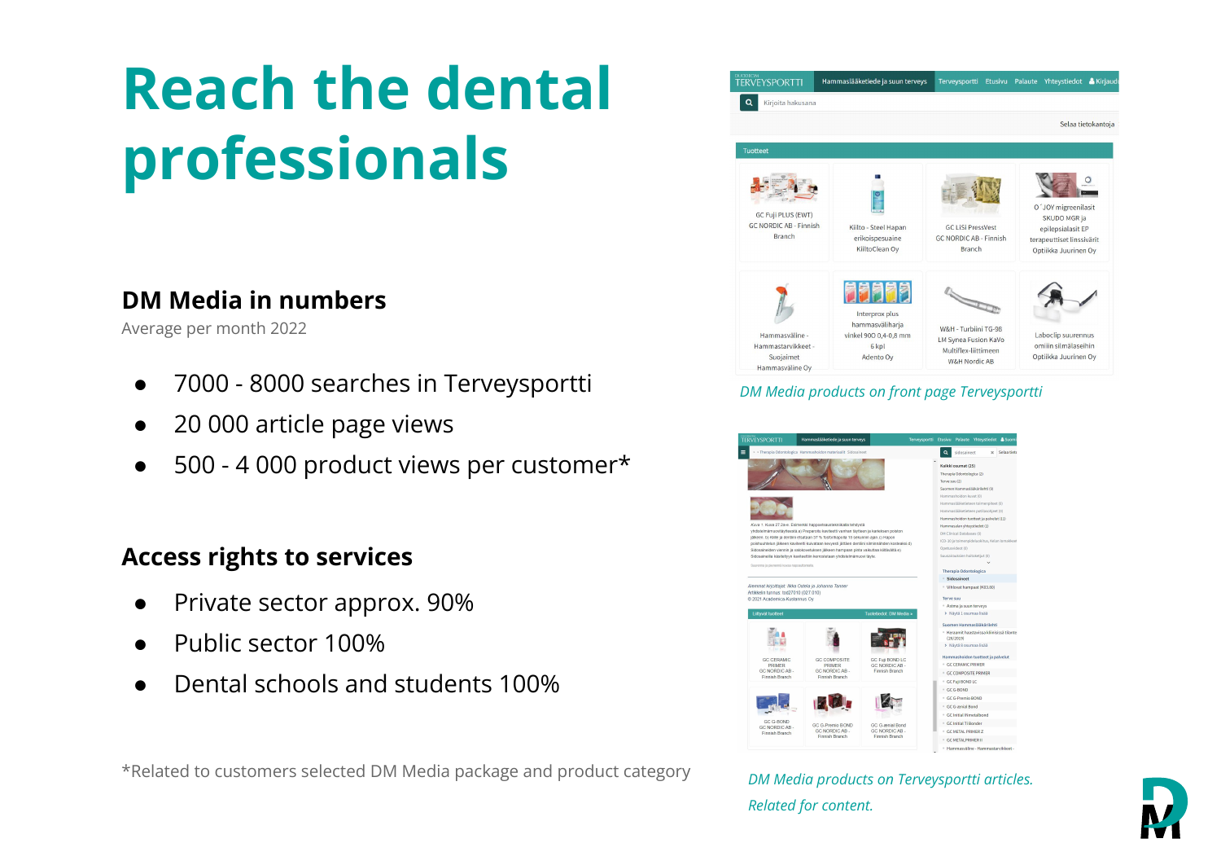# Reach the dental professionals

### DM Media in numbers

Average per month 2022

- 7000 - 8000 searches in Terveysportti
- 20 000 article page views
- 500 - 4 000 product views per customer*

### Access rights to services

- Private sector approx. 90%
- Public sector 100%
- Dental schools and students 100%

*Related to customers selected DM Media package and product category

*DM Media products on front page Terveysportti*

*DM Media products on Terveysportti articles. Related for content.*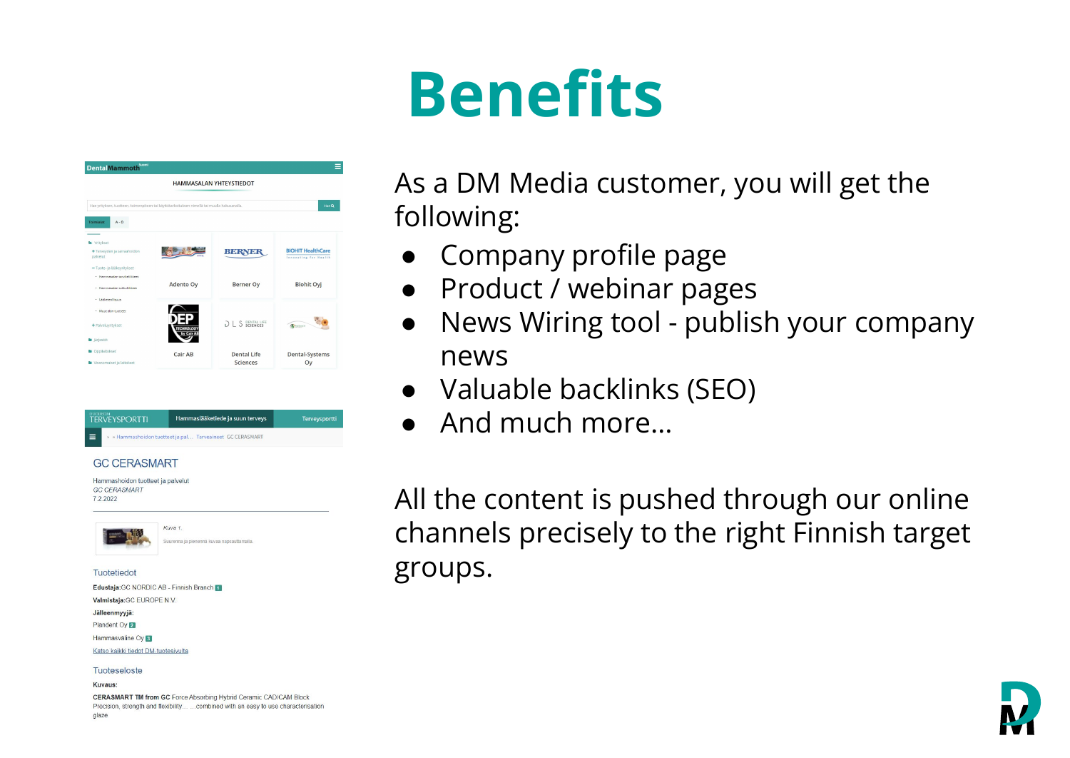# Benefits

As a DM Media customer, you will get the following:

- Company profile page
- Product / webinar pages
- News Wiring tool - publish your company news
- Valuable backlinks (SEO)
- And much more…

All the content is pushed through our online channels precisely to the right Finnish target groups.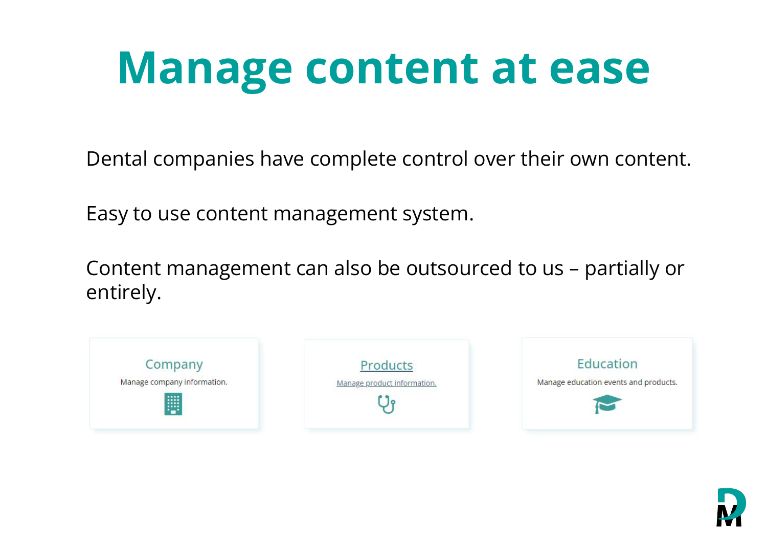# Manage content at ease

Dental companies have complete control over their own content.

Easy to use content management system.

Content management can also be outsourced to us – partially or entirely.

Company
Manage company information.

Products
Manage product information.

Education
Manage education events and products.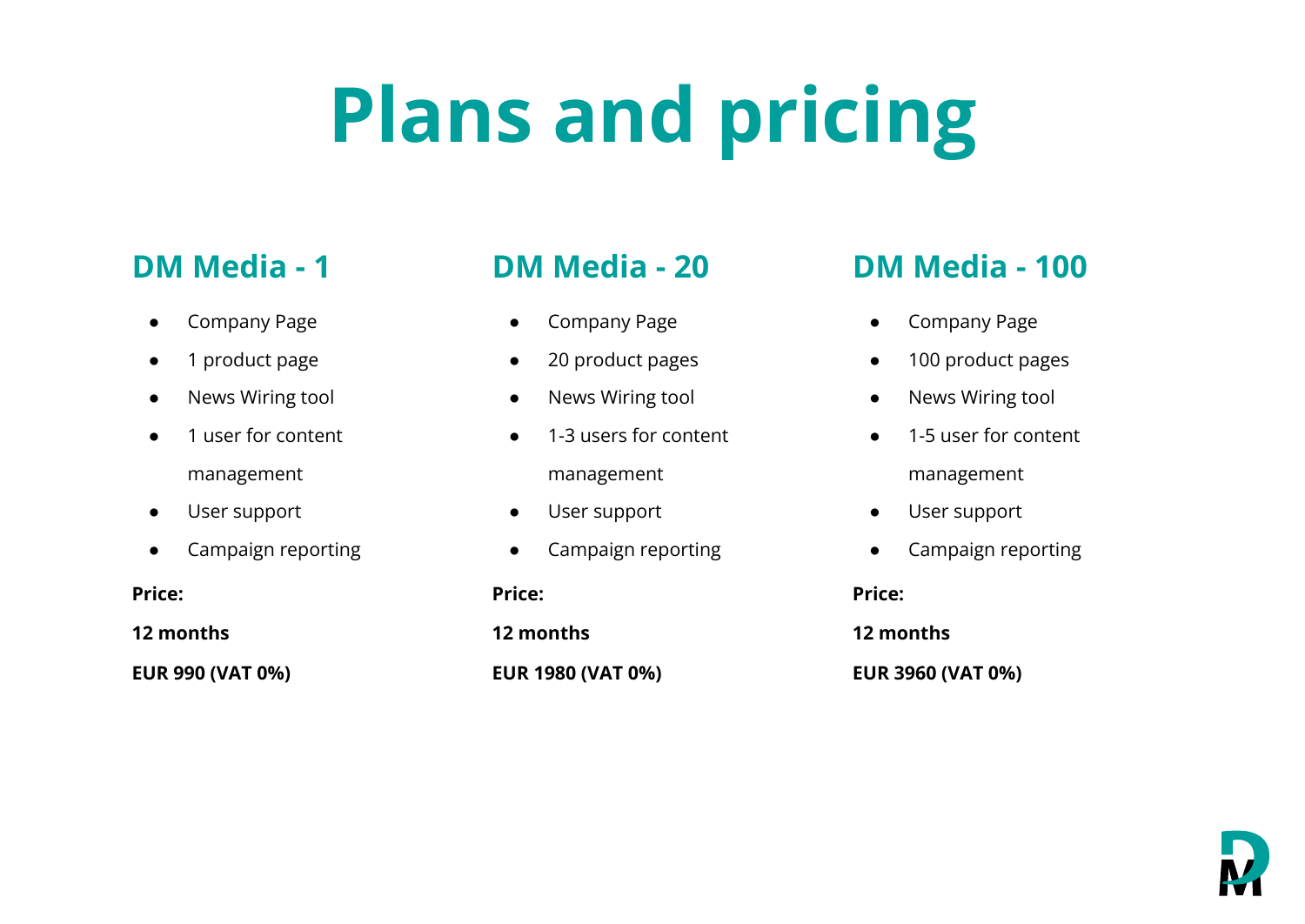# Plans and pricing

## DM Media - 1

- Company Page
- 1 product page
- News Wiring tool
- 1 user for content management
- User support
- Campaign reporting

**Price:**

**12 months**

**EUR 990 (VAT 0%)**

## DM Media - 20

- Company Page
- 20 product pages
- News Wiring tool
- 1-3 users for content management
- User support
- Campaign reporting

**Price:**

**12 months**

**EUR 1980 (VAT 0%)**

## DM Media - 100

- Company Page
- 100 product pages
- News Wiring tool
- 1-5 user for content management
- User support
- Campaign reporting

**Price:**

**12 months**

**EUR 3960 (VAT 0%)**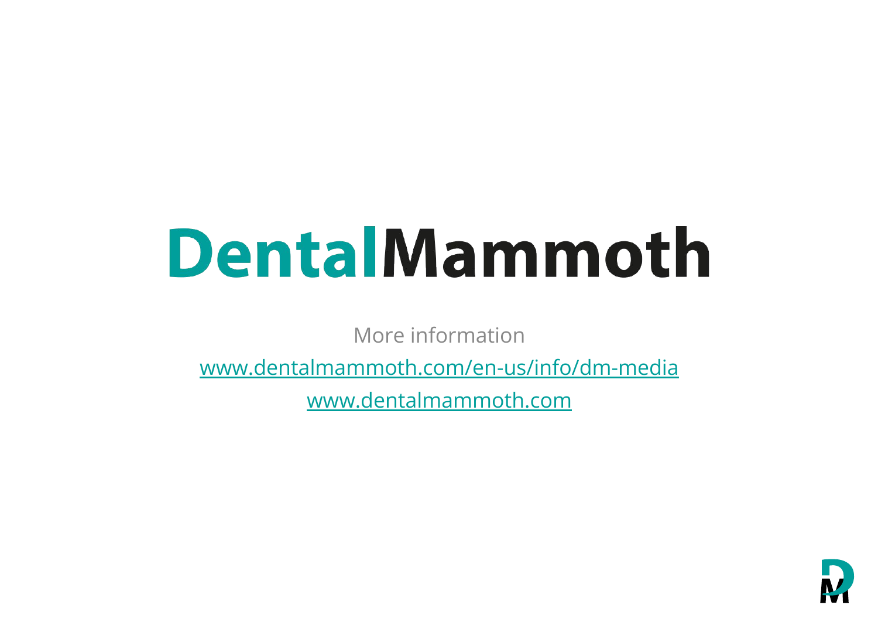# DentalMammoth

More information

www.dentalmammoth.com/en-us/info/dm-media

www.dentalmammoth.com